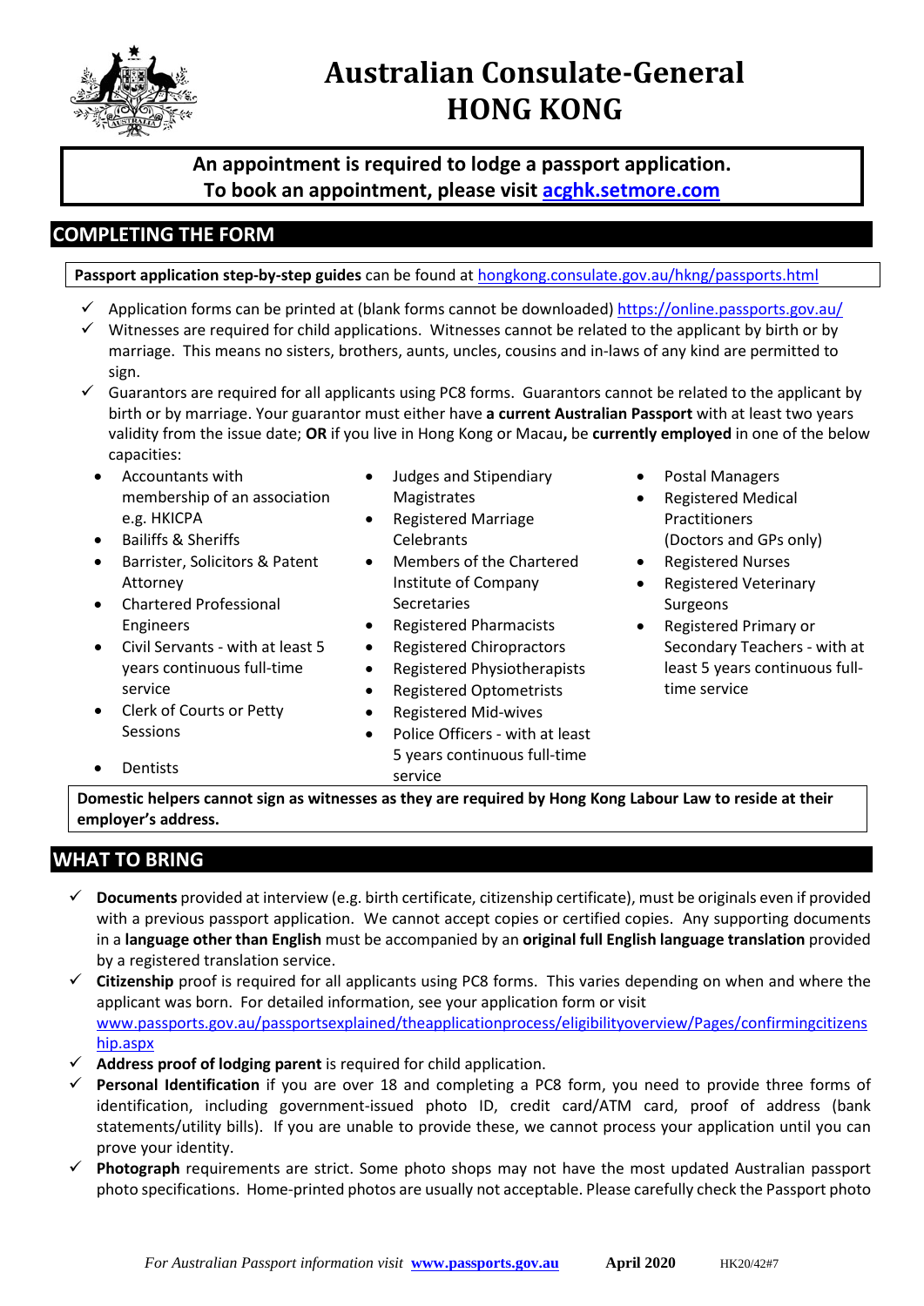# Australian Consulate-General HONG KONG

**An appointment is required to lodge a passport application.**
**To book an appointment, please visit [acghk.setmore.com](acghk.setmore.com)**

## COMPLETING THE FORM

**Passport application step-by-step guides** can be found at [hongkong.consulate.gov.au/hkng/passports.html](hongkong.consulate.gov.au/hkng/passports.html)

- ✓ Application forms can be printed at (blank forms cannot be downloaded) [https://online.passports.gov.au/](https://online.passports.gov.au/)
- ✓ Witnesses are required for child applications. Witnesses cannot be related to the applicant by birth or by marriage. This means no sisters, brothers, aunts, uncles, cousins and in-laws of any kind are permitted to sign.
- ✓ Guarantors are required for all applicants using PC8 forms. Guarantors cannot be related to the applicant by birth or by marriage. Your guarantor must either have **a current Australian Passport** with at least two years validity from the issue date; **OR** if you live in Hong Kong or Macau**,** be **currently employed** in one of the below capacities:
  - Accountants with membership of an association e.g. HKICPA
  - Bailiffs & Sheriffs
  - Barrister, Solicitors & Patent Attorney
  - Chartered Professional Engineers
  - Civil Servants - with at least 5 years continuous full-time service
  - Clerk of Courts or Petty Sessions
  - Dentists
  - Judges and Stipendiary Magistrates
  - Registered Marriage Celebrants
  - Members of the Chartered Institute of Company Secretaries
  - Registered Pharmacists
  - Registered Chiropractors
  - Registered Physiotherapists
  - Registered Optometrists
  - Registered Mid-wives
  - Police Officers - with at least 5 years continuous full-time service
  - Postal Managers
  - Registered Medical Practitioners (Doctors and GPs only)
  - Registered Nurses
  - Registered Veterinary Surgeons
  - Registered Primary or Secondary Teachers - with at least 5 years continuous full-time service

**Domestic helpers cannot sign as witnesses as they are required by Hong Kong Labour Law to reside at their employer's address.**

## WHAT TO BRING

- ✓ **Documents** provided at interview (e.g. birth certificate, citizenship certificate), must be originals even if provided with a previous passport application. We cannot accept copies or certified copies. Any supporting documents in a **language other than English** must be accompanied by an **original full English language translation** provided by a registered translation service.
- ✓ **Citizenship** proof is required for all applicants using PC8 forms. This varies depending on when and where the applicant was born. For detailed information, see your application form or visit [www.passports.gov.au/passportsexplained/theapplicationprocess/eligibilityoverview/Pages/confirmingcitizenship.aspx](www.passports.gov.au/passportsexplained/theapplicationprocess/eligibilityoverview/Pages/confirmingcitizenship.aspx)
- ✓ **Address proof of lodging parent** is required for child application.
- ✓ **Personal Identification** if you are over 18 and completing a PC8 form, you need to provide three forms of identification, including government-issued photo ID, credit card/ATM card, proof of address (bank statements/utility bills). If you are unable to provide these, we cannot process your application until you can prove your identity.
- ✓ **Photograph** requirements are strict. Some photo shops may not have the most updated Australian passport photo specifications. Home-printed photos are usually not acceptable. Please carefully check the Passport photo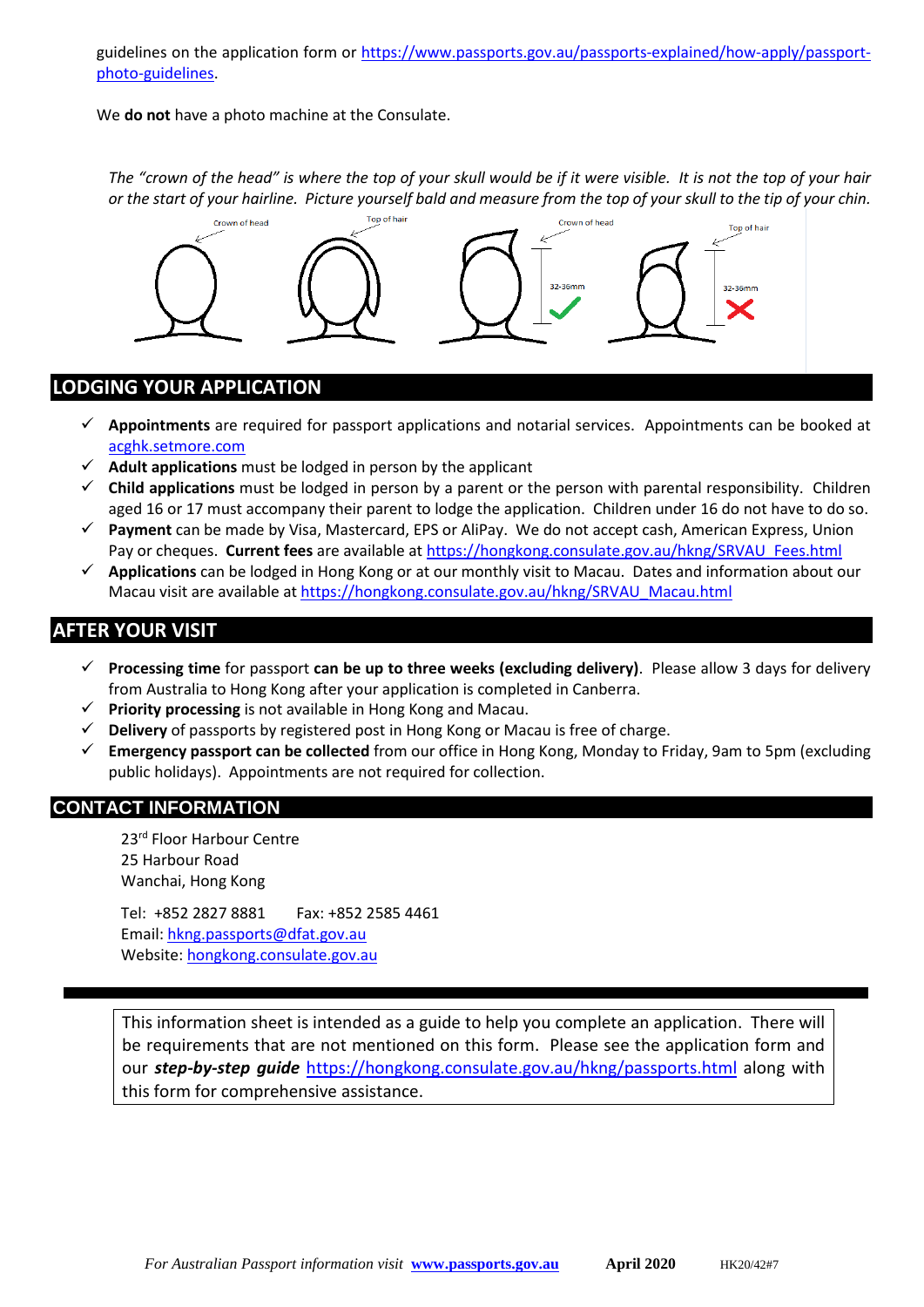guidelines on the application form or [https://www.passports.gov.au/passports-explained/how-apply/passport-photo-guidelines](https://www.passports.gov.au/passports-explained/how-apply/passport-photo-guidelines).

We **do not** have a photo machine at the Consulate.

*The "crown of the head" is where the top of your skull would be if it were visible. It is not the top of your hair or the start of your hairline. Picture yourself bald and measure from the top of your skull to the tip of your chin.*

Crown of head

Top of hair

Crown of head

32-36mm

Top of hair

32-36mm

## LODGING YOUR APPLICATION

- ✓ **Appointments** are required for passport applications and notarial services. Appointments can be booked at [acghk.setmore.com](acghk.setmore.com)
- ✓ **Adult applications** must be lodged in person by the applicant
- ✓ **Child applications** must be lodged in person by a parent or the person with parental responsibility. Children aged 16 or 17 must accompany their parent to lodge the application. Children under 16 do not have to do so.
- ✓ **Payment** can be made by Visa, Mastercard, EPS or AliPay. We do not accept cash, American Express, Union Pay or cheques. **Current fees** are available at [https://hongkong.consulate.gov.au/hkng/SRVAU_Fees.html](https://hongkong.consulate.gov.au/hkng/SRVAU_Fees.html)
- ✓ **Applications** can be lodged in Hong Kong or at our monthly visit to Macau. Dates and information about our Macau visit are available at [https://hongkong.consulate.gov.au/hkng/SRVAU_Macau.html](https://hongkong.consulate.gov.au/hkng/SRVAU_Macau.html)

## AFTER YOUR VISIT

- ✓ **Processing time** for passport **can be up to three weeks (excluding delivery)**. Please allow 3 days for delivery from Australia to Hong Kong after your application is completed in Canberra.
- ✓ **Priority processing** is not available in Hong Kong and Macau.
- ✓ **Delivery** of passports by registered post in Hong Kong or Macau is free of charge.
- ✓ **Emergency passport can be collected** from our office in Hong Kong, Monday to Friday, 9am to 5pm (excluding public holidays). Appointments are not required for collection.

## CONTACT INFORMATION

23rd Floor Harbour Centre
25 Harbour Road
Wanchai, Hong Kong

Tel: +852 2827 8881 Fax: +852 2585 4461
Email: [hkng.passports@dfat.gov.au](mailto:hkng.passports@dfat.gov.au)
Website: [hongkong.consulate.gov.au](hongkong.consulate.gov.au)

This information sheet is intended as a guide to help you complete an application. There will be requirements that are not mentioned on this form. Please see the application form and our ***step-by-step guide*** [https://hongkong.consulate.gov.au/hkng/passports.html](https://hongkong.consulate.gov.au/hkng/passports.html) along with this form for comprehensive assistance.

*For Australian Passport information visit* **[www.passports.gov.au](www.passports.gov.au)** **April 2020** HK20/42#7